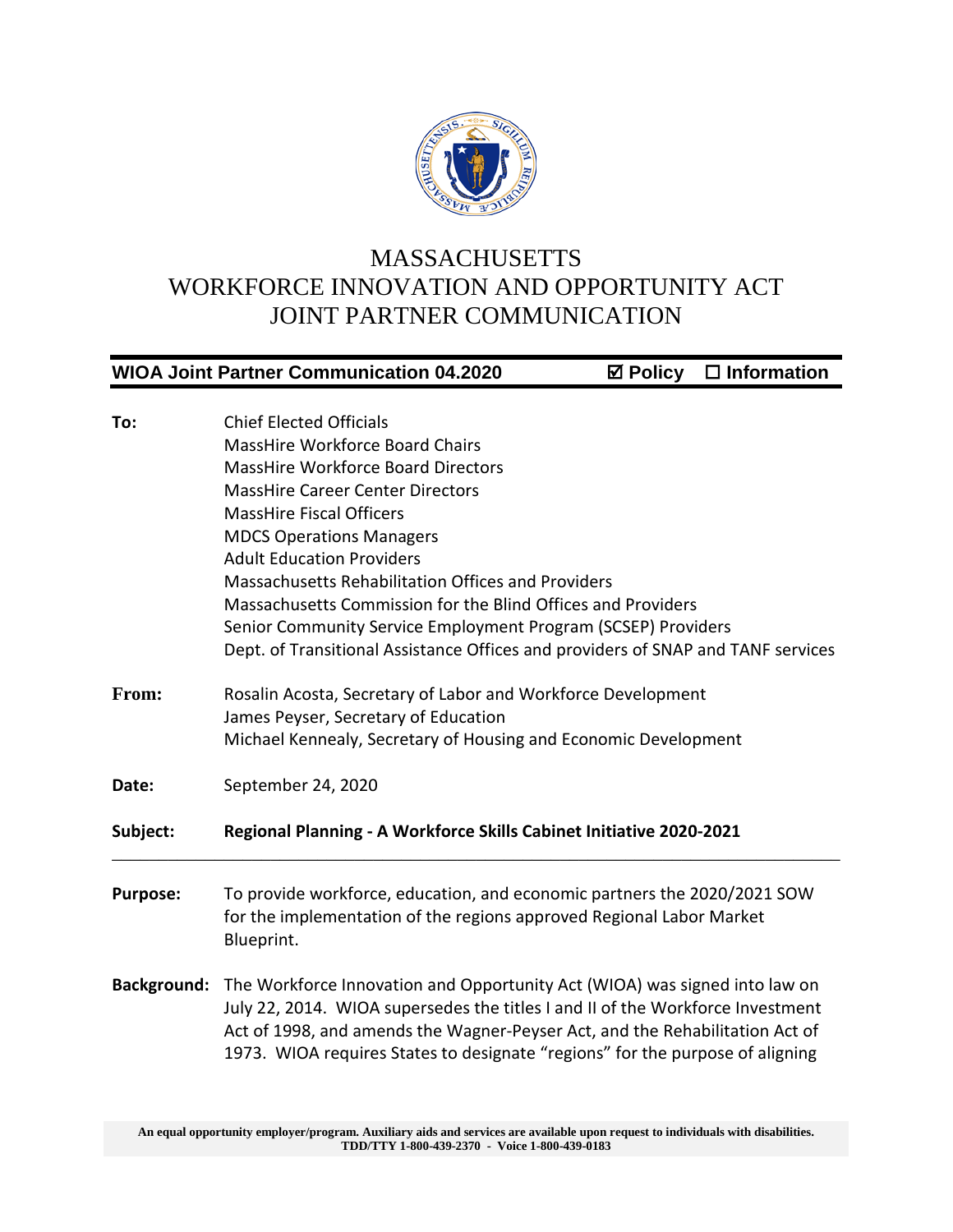# MASSACHUSETTS
# WORKFORCE INNOVATION AND OPPORTUNITY ACT
# JOINT PARTNER COMMUNICATION

**WIOA Joint Partner Communication 04.2020** ☑ **Policy** ☐ **Information**

**To:** Chief Elected Officials
MassHire Workforce Board Chairs
MassHire Workforce Board Directors
MassHire Career Center Directors
MassHire Fiscal Officers
MDCS Operations Managers
Adult Education Providers
Massachusetts Rehabilitation Offices and Providers
Massachusetts Commission for the Blind Offices and Providers
Senior Community Service Employment Program (SCSEP) Providers
Dept. of Transitional Assistance Offices and providers of SNAP and TANF services

**From:** Rosalin Acosta, Secretary of Labor and Workforce Development
James Peyser, Secretary of Education
Michael Kennealy, Secretary of Housing and Economic Development

**Date:** September 24, 2020

**Subject:** **Regional Planning - A Workforce Skills Cabinet Initiative 2020-2021**

---

**Purpose:** To provide workforce, education, and economic partners the 2020/2021 SOW for the implementation of the regions approved Regional Labor Market Blueprint.

**Background:** The Workforce Innovation and Opportunity Act (WIOA) was signed into law on July 22, 2014. WIOA supersedes the titles I and II of the Workforce Investment Act of 1998, and amends the Wagner-Peyser Act, and the Rehabilitation Act of 1973. WIOA requires States to designate "regions" for the purpose of aligning

An equal opportunity employer/program. Auxiliary aids and services are available upon request to individuals with disabilities.
TDD/TTY 1-800-439-2370 - Voice 1-800-439-0183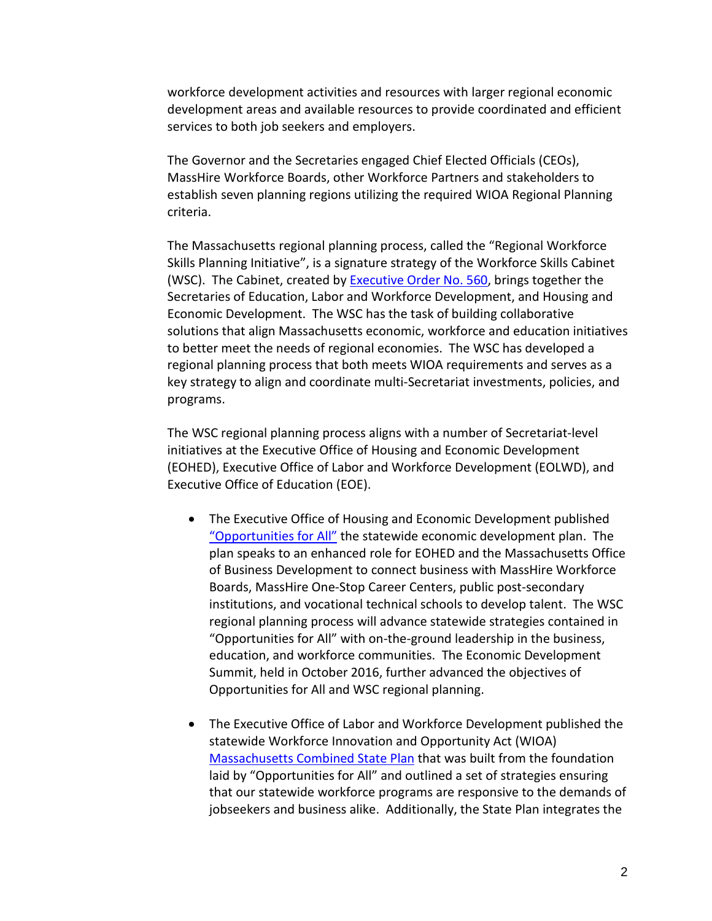workforce development activities and resources with larger regional economic development areas and available resources to provide coordinated and efficient services to both job seekers and employers.

The Governor and the Secretaries engaged Chief Elected Officials (CEOs), MassHire Workforce Boards, other Workforce Partners and stakeholders to establish seven planning regions utilizing the required WIOA Regional Planning criteria.

The Massachusetts regional planning process, called the "Regional Workforce Skills Planning Initiative", is a signature strategy of the Workforce Skills Cabinet (WSC). The Cabinet, created by Executive Order No. 560, brings together the Secretaries of Education, Labor and Workforce Development, and Housing and Economic Development. The WSC has the task of building collaborative solutions that align Massachusetts economic, workforce and education initiatives to better meet the needs of regional economies. The WSC has developed a regional planning process that both meets WIOA requirements and serves as a key strategy to align and coordinate multi-Secretariat investments, policies, and programs.

The WSC regional planning process aligns with a number of Secretariat-level initiatives at the Executive Office of Housing and Economic Development (EOHED), Executive Office of Labor and Workforce Development (EOLWD), and Executive Office of Education (EOE).

- The Executive Office of Housing and Economic Development published "Opportunities for All" the statewide economic development plan. The plan speaks to an enhanced role for EOHED and the Massachusetts Office of Business Development to connect business with MassHire Workforce Boards, MassHire One-Stop Career Centers, public post-secondary institutions, and vocational technical schools to develop talent. The WSC regional planning process will advance statewide strategies contained in "Opportunities for All" with on-the-ground leadership in the business, education, and workforce communities. The Economic Development Summit, held in October 2016, further advanced the objectives of Opportunities for All and WSC regional planning.

- The Executive Office of Labor and Workforce Development published the statewide Workforce Innovation and Opportunity Act (WIOA) Massachusetts Combined State Plan that was built from the foundation laid by "Opportunities for All" and outlined a set of strategies ensuring that our statewide workforce programs are responsive to the demands of jobseekers and business alike. Additionally, the State Plan integrates the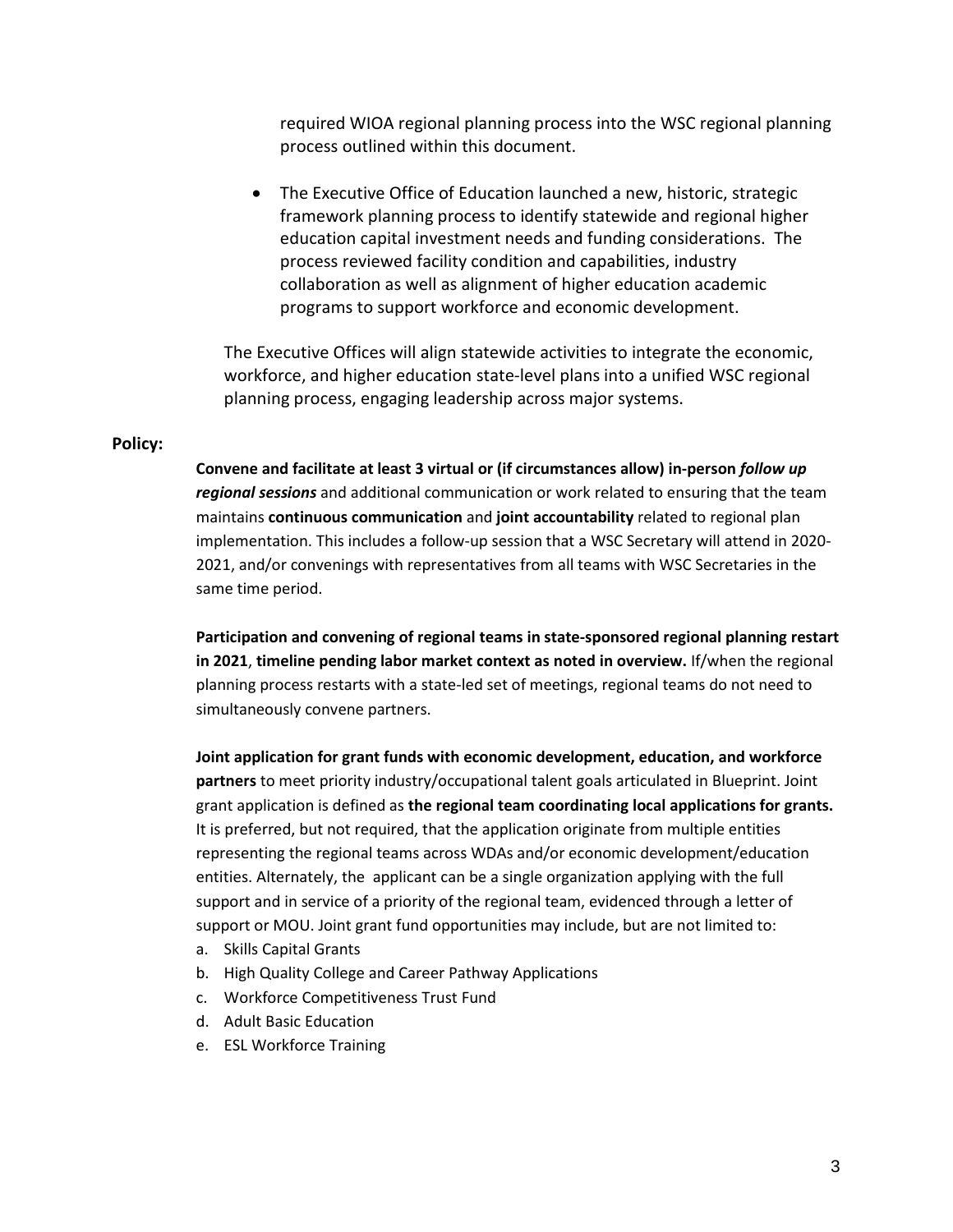required WIOA regional planning process into the WSC regional planning process outlined within this document.

- The Executive Office of Education launched a new, historic, strategic framework planning process to identify statewide and regional higher education capital investment needs and funding considerations. The process reviewed facility condition and capabilities, industry collaboration as well as alignment of higher education academic programs to support workforce and economic development.

The Executive Offices will align statewide activities to integrate the economic, workforce, and higher education state-level plans into a unified WSC regional planning process, engaging leadership across major systems.

**Policy:**

**Convene and facilitate at least 3 virtual or (if circumstances allow) in-person *follow up regional sessions*** and additional communication or work related to ensuring that the team maintains **continuous communication** and **joint accountability** related to regional plan implementation. This includes a follow-up session that a WSC Secretary will attend in 2020-2021, and/or convenings with representatives from all teams with WSC Secretaries in the same time period.

**Participation and convening of regional teams in state-sponsored regional planning restart in 2021**, **timeline pending labor market context as noted in overview.** If/when the regional planning process restarts with a state-led set of meetings, regional teams do not need to simultaneously convene partners.

**Joint application for grant funds with economic development, education, and workforce partners** to meet priority industry/occupational talent goals articulated in Blueprint. Joint grant application is defined as **the regional team coordinating local applications for grants.** It is preferred, but not required, that the application originate from multiple entities representing the regional teams across WDAs and/or economic development/education entities. Alternately, the applicant can be a single organization applying with the full support and in service of a priority of the regional team, evidenced through a letter of support or MOU. Joint grant fund opportunities may include, but are not limited to:

a. Skills Capital Grants
b. High Quality College and Career Pathway Applications
c. Workforce Competitiveness Trust Fund
d. Adult Basic Education
e. ESL Workforce Training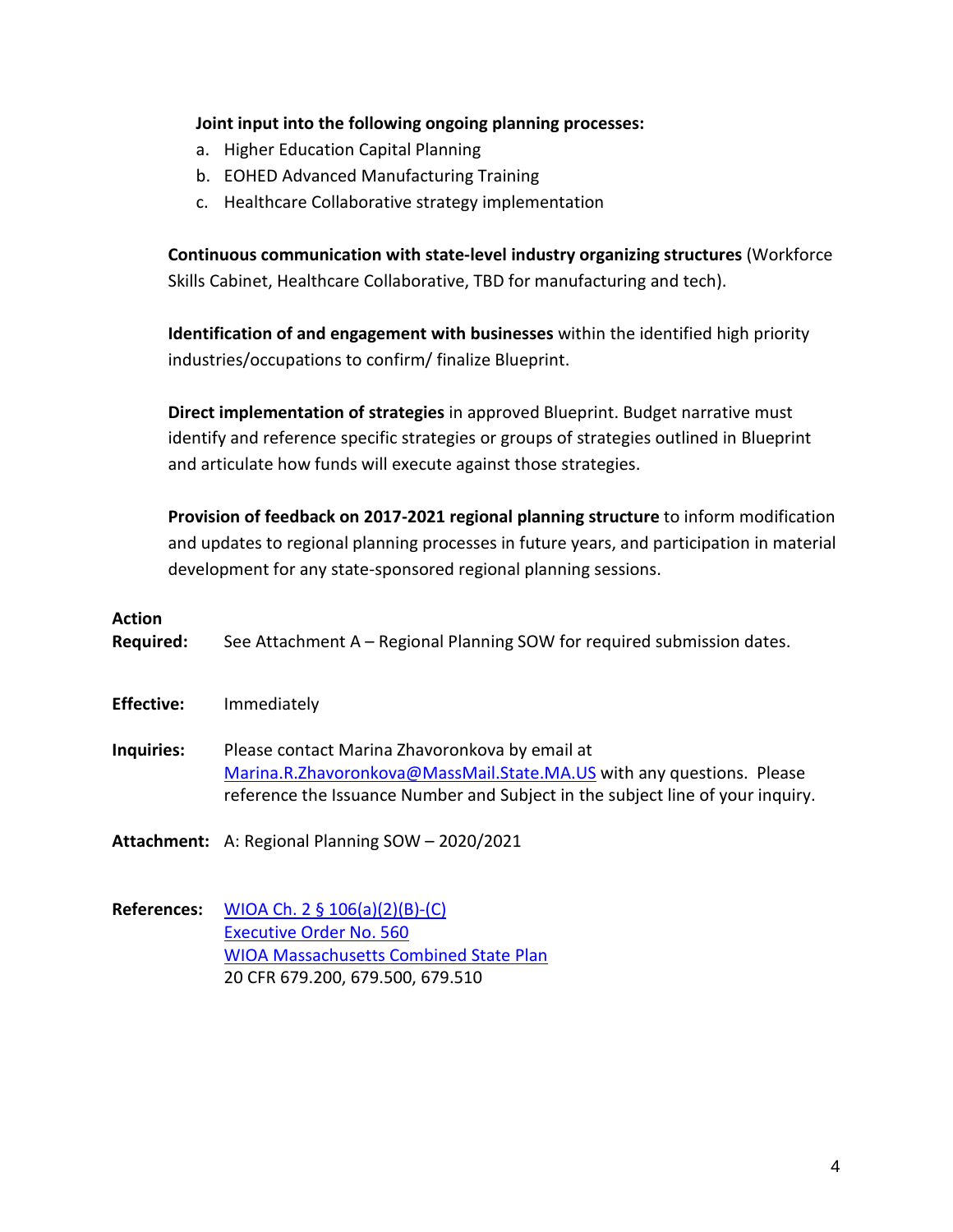**Joint input into the following ongoing planning processes:**

a. Higher Education Capital Planning
b. EOHED Advanced Manufacturing Training
c. Healthcare Collaborative strategy implementation

**Continuous communication with state-level industry organizing structures** (Workforce Skills Cabinet, Healthcare Collaborative, TBD for manufacturing and tech).

**Identification of and engagement with businesses** within the identified high priority industries/occupations to confirm/ finalize Blueprint.

**Direct implementation of strategies** in approved Blueprint. Budget narrative must identify and reference specific strategies or groups of strategies outlined in Blueprint and articulate how funds will execute against those strategies.

**Provision of feedback on 2017-2021 regional planning structure** to inform modification and updates to regional planning processes in future years, and participation in material development for any state-sponsored regional planning sessions.

**Action Required:** See Attachment A – Regional Planning SOW for required submission dates.

**Effective:** Immediately

**Inquiries:** Please contact Marina Zhavoronkova by email at Marina.R.Zhavoronkova@MassMail.State.MA.US with any questions. Please reference the Issuance Number and Subject in the subject line of your inquiry.

**Attachment:** A: Regional Planning SOW – 2020/2021

**References:** WIOA Ch. 2 § 106(a)(2)(B)-(C)
Executive Order No. 560
WIOA Massachusetts Combined State Plan
20 CFR 679.200, 679.500, 679.510